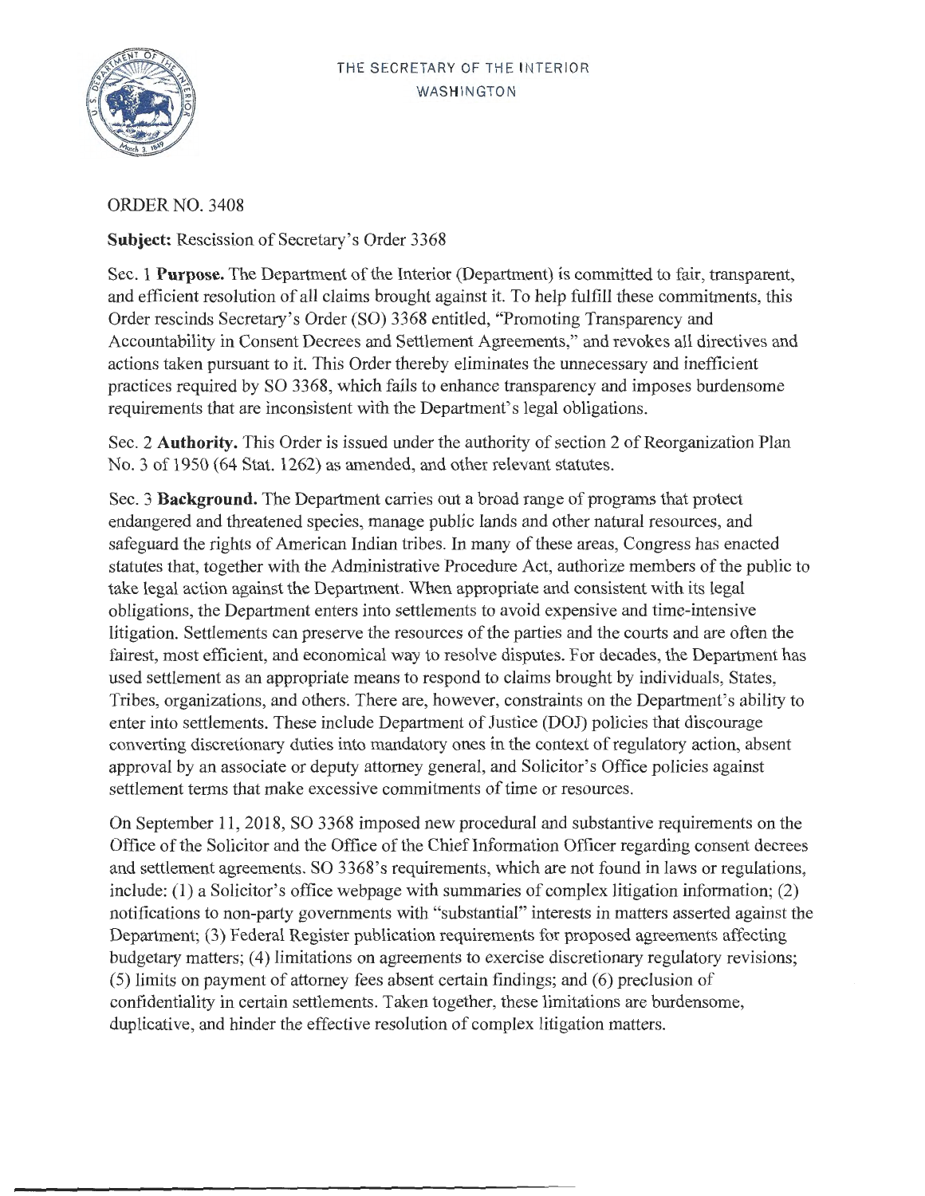THE SECRETARY OF THE INTERIOR
WASHINGTON

ORDER NO. 3408

**Subject:** Rescission of Secretary's Order 3368

Sec. 1 **Purpose.** The Department of the Interior (Department) is committed to fair, transparent, and efficient resolution of all claims brought against it. To help fulfill these commitments, this Order rescinds Secretary's Order (SO) 3368 entitled, "Promoting Transparency and Accountability in Consent Decrees and Settlement Agreements," and revokes all directives and actions taken pursuant to it. This Order thereby eliminates the unnecessary and inefficient practices required by SO 3368, which fails to enhance transparency and imposes burdensome requirements that are inconsistent with the Department's legal obligations.

Sec. 2 **Authority.** This Order is issued under the authority of section 2 of Reorganization Plan No. 3 of 1950 (64 Stat. 1262) as amended, and other relevant statutes.

Sec. 3 **Background.** The Department carries out a broad range of programs that protect endangered and threatened species, manage public lands and other natural resources, and safeguard the rights of American Indian tribes. In many of these areas, Congress has enacted statutes that, together with the Administrative Procedure Act, authorize members of the public to take legal action against the Department. When appropriate and consistent with its legal obligations, the Department enters into settlements to avoid expensive and time-intensive litigation. Settlements can preserve the resources of the parties and the courts and are often the fairest, most efficient, and economical way to resolve disputes. For decades, the Department has used settlement as an appropriate means to respond to claims brought by individuals, States, Tribes, organizations, and others. There are, however, constraints on the Department's ability to enter into settlements. These include Department of Justice (DOJ) policies that discourage converting discretionary duties into mandatory ones in the context of regulatory action, absent approval by an associate or deputy attorney general, and Solicitor's Office policies against settlement terms that make excessive commitments of time or resources.

On September 11, 2018, SO 3368 imposed new procedural and substantive requirements on the Office of the Solicitor and the Office of the Chief Information Officer regarding consent decrees and settlement agreements. SO 3368's requirements, which are not found in laws or regulations, include: (1) a Solicitor's office webpage with summaries of complex litigation information; (2) notifications to non-party governments with "substantial" interests in matters asserted against the Department; (3) Federal Register publication requirements for proposed agreements affecting budgetary matters; (4) limitations on agreements to exercise discretionary regulatory revisions; (5) limits on payment of attorney fees absent certain findings; and (6) preclusion of confidentiality in certain settlements. Taken together, these limitations are burdensome, duplicative, and hinder the effective resolution of complex litigation matters.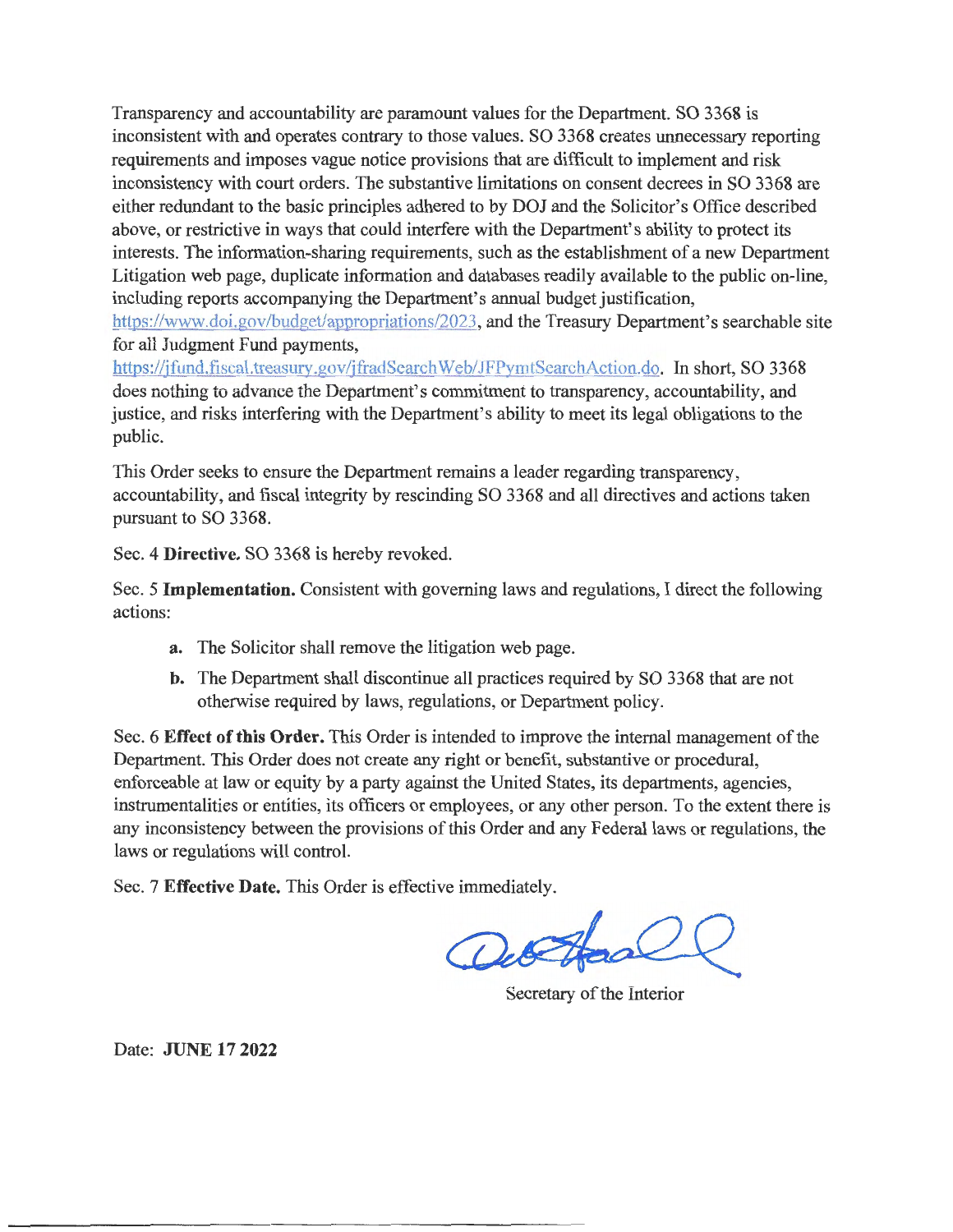Transparency and accountability are paramount values for the Department. SO 3368 is inconsistent with and operates contrary to those values. SO 3368 creates unnecessary reporting requirements and imposes vague notice provisions that are difficult to implement and risk inconsistency with court orders. The substantive limitations on consent decrees in SO 3368 are either redundant to the basic principles adhered to by DOJ and the Solicitor's Office described above, or restrictive in ways that could interfere with the Department's ability to protect its interests. The information-sharing requirements, such as the establishment of a new Department Litigation web page, duplicate information and databases readily available to the public on-line, including reports accompanying the Department's annual budget justification, https://www.doi.gov/budget/appropriations/2023, and the Treasury Department's searchable site for all Judgment Fund payments, https://jfund.fiscal.treasury.gov/jfradSearchWeb/JFPymtSearchAction.do. In short, SO 3368 does nothing to advance the Department's commitment to transparency, accountability, and justice, and risks interfering with the Department's ability to meet its legal obligations to the public.

This Order seeks to ensure the Department remains a leader regarding transparency, accountability, and fiscal integrity by rescinding SO 3368 and all directives and actions taken pursuant to SO 3368.

Sec. 4 **Directive.** SO 3368 is hereby revoked.

Sec. 5 **Implementation.** Consistent with governing laws and regulations, I direct the following actions:

- **a.** The Solicitor shall remove the litigation web page.
- **b.** The Department shall discontinue all practices required by SO 3368 that are not otherwise required by laws, regulations, or Department policy.

Sec. 6 **Effect of this Order.** This Order is intended to improve the internal management of the Department. This Order does not create any right or benefit, substantive or procedural, enforceable at law or equity by a party against the United States, its departments, agencies, instrumentalities or entities, its officers or employees, or any other person. To the extent there is any inconsistency between the provisions of this Order and any Federal laws or regulations, the laws or regulations will control.

Sec. 7 **Effective Date.** This Order is effective immediately.

Secretary of the Interior

Date: **JUNE 17 2022**